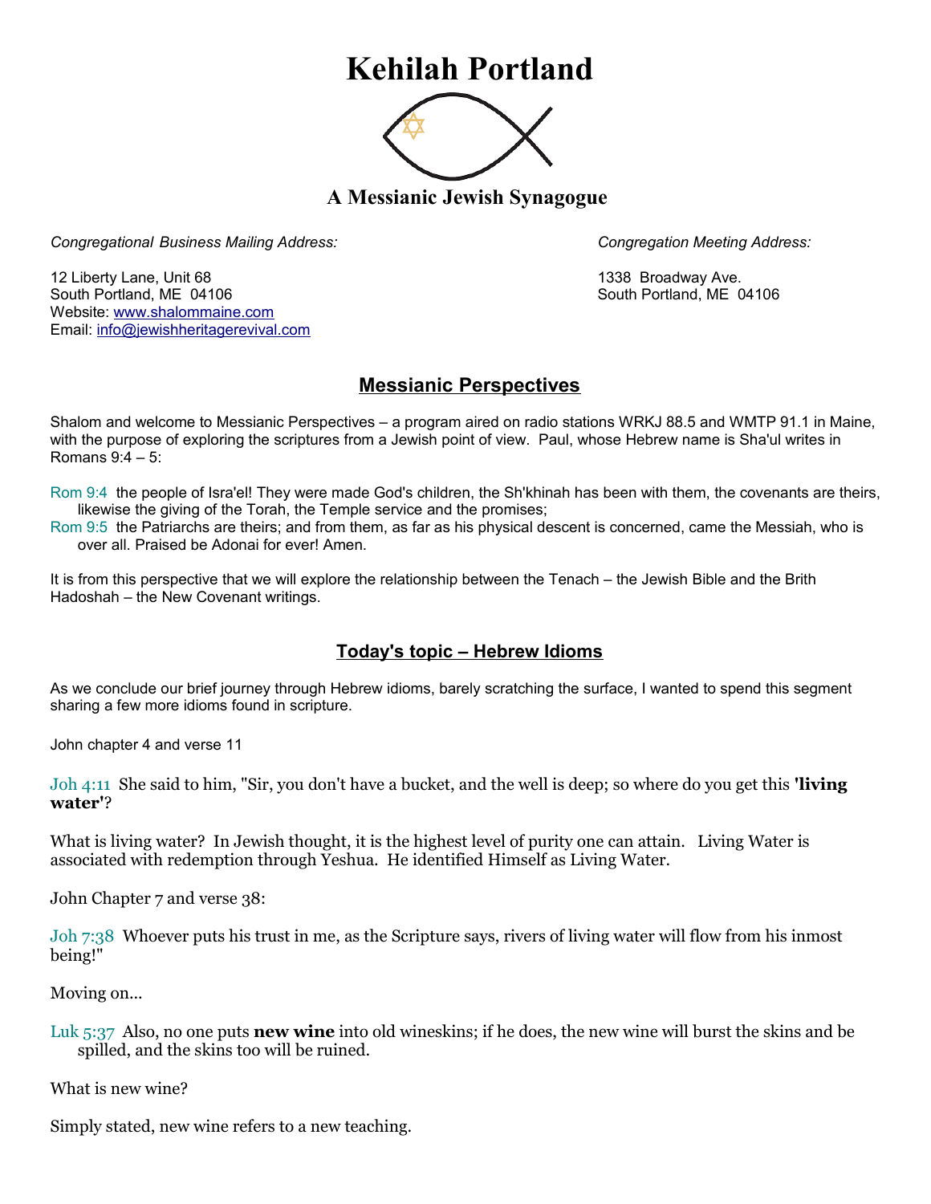# Kehilah Portland

## A Messianic Jewish Synagogue

*Congregational Business Mailing Address:*

12 Liberty Lane, Unit 68
South Portland, ME 04106
Website: www.shalommaine.com
Email: info@jewishheritagerevival.com

*Congregation Meeting Address:*

1338 Broadway Ave.
South Portland, ME 04106

## Messianic Perspectives

Shalom and welcome to Messianic Perspectives – a program aired on radio stations WRKJ 88.5 and WMTP 91.1 in Maine, with the purpose of exploring the scriptures from a Jewish point of view. Paul, whose Hebrew name is Sha'ul writes in Romans 9:4 – 5:

Rom 9:4 the people of Isra'el! They were made God's children, the Sh'khinah has been with them, the covenants are theirs, likewise the giving of the Torah, the Temple service and the promises;
Rom 9:5 the Patriarchs are theirs; and from them, as far as his physical descent is concerned, came the Messiah, who is over all. Praised be Adonai for ever! Amen.

It is from this perspective that we will explore the relationship between the Tenach – the Jewish Bible and the Brith Hadoshah – the New Covenant writings.

## Today's topic – Hebrew Idioms

As we conclude our brief journey through Hebrew idioms, barely scratching the surface, I wanted to spend this segment sharing a few more idioms found in scripture.

John chapter 4 and verse 11

Joh 4:11 She said to him, "Sir, you don't have a bucket, and the well is deep; so where do you get this **'living water'**?

What is living water? In Jewish thought, it is the highest level of purity one can attain. Living Water is associated with redemption through Yeshua. He identified Himself as Living Water.

John Chapter 7 and verse 38:

Joh 7:38 Whoever puts his trust in me, as the Scripture says, rivers of living water will flow from his inmost being!"

Moving on...

Luk 5:37 Also, no one puts **new wine** into old wineskins; if he does, the new wine will burst the skins and be spilled, and the skins too will be ruined.

What is new wine?

Simply stated, new wine refers to a new teaching.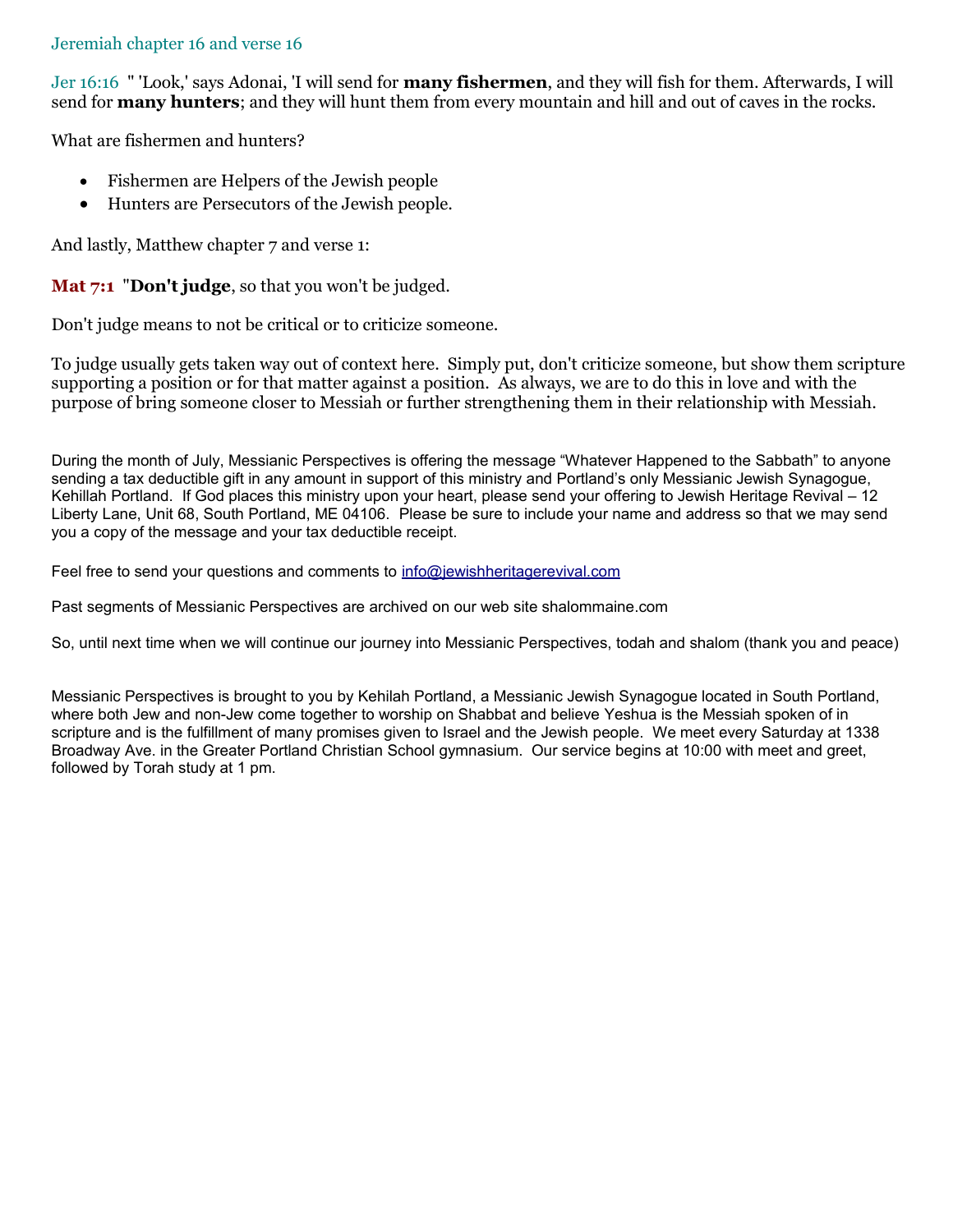Jeremiah chapter 16 and verse 16

Jer 16:16 " 'Look,' says Adonai, 'I will send for **many fishermen**, and they will fish for them. Afterwards, I will send for **many hunters**; and they will hunt them from every mountain and hill and out of caves in the rocks.

What are fishermen and hunters?

- Fishermen are Helpers of the Jewish people
- Hunters are Persecutors of the Jewish people.

And lastly, Matthew chapter 7 and verse 1:

**Mat 7:1** "**Don't judge**, so that you won't be judged.

Don't judge means to not be critical or to criticize someone.

To judge usually gets taken way out of context here. Simply put, don't criticize someone, but show them scripture supporting a position or for that matter against a position. As always, we are to do this in love and with the purpose of bring someone closer to Messiah or further strengthening them in their relationship with Messiah.

During the month of July, Messianic Perspectives is offering the message "Whatever Happened to the Sabbath" to anyone sending a tax deductible gift in any amount in support of this ministry and Portland's only Messianic Jewish Synagogue, Kehillah Portland. If God places this ministry upon your heart, please send your offering to Jewish Heritage Revival – 12 Liberty Lane, Unit 68, South Portland, ME 04106. Please be sure to include your name and address so that we may send you a copy of the message and your tax deductible receipt.

Feel free to send your questions and comments to info@jewishheritagerevival.com

Past segments of Messianic Perspectives are archived on our web site shalommaine.com

So, until next time when we will continue our journey into Messianic Perspectives, todah and shalom (thank you and peace)

Messianic Perspectives is brought to you by Kehilah Portland, a Messianic Jewish Synagogue located in South Portland, where both Jew and non-Jew come together to worship on Shabbat and believe Yeshua is the Messiah spoken of in scripture and is the fulfillment of many promises given to Israel and the Jewish people. We meet every Saturday at 1338 Broadway Ave. in the Greater Portland Christian School gymnasium. Our service begins at 10:00 with meet and greet, followed by Torah study at 1 pm.